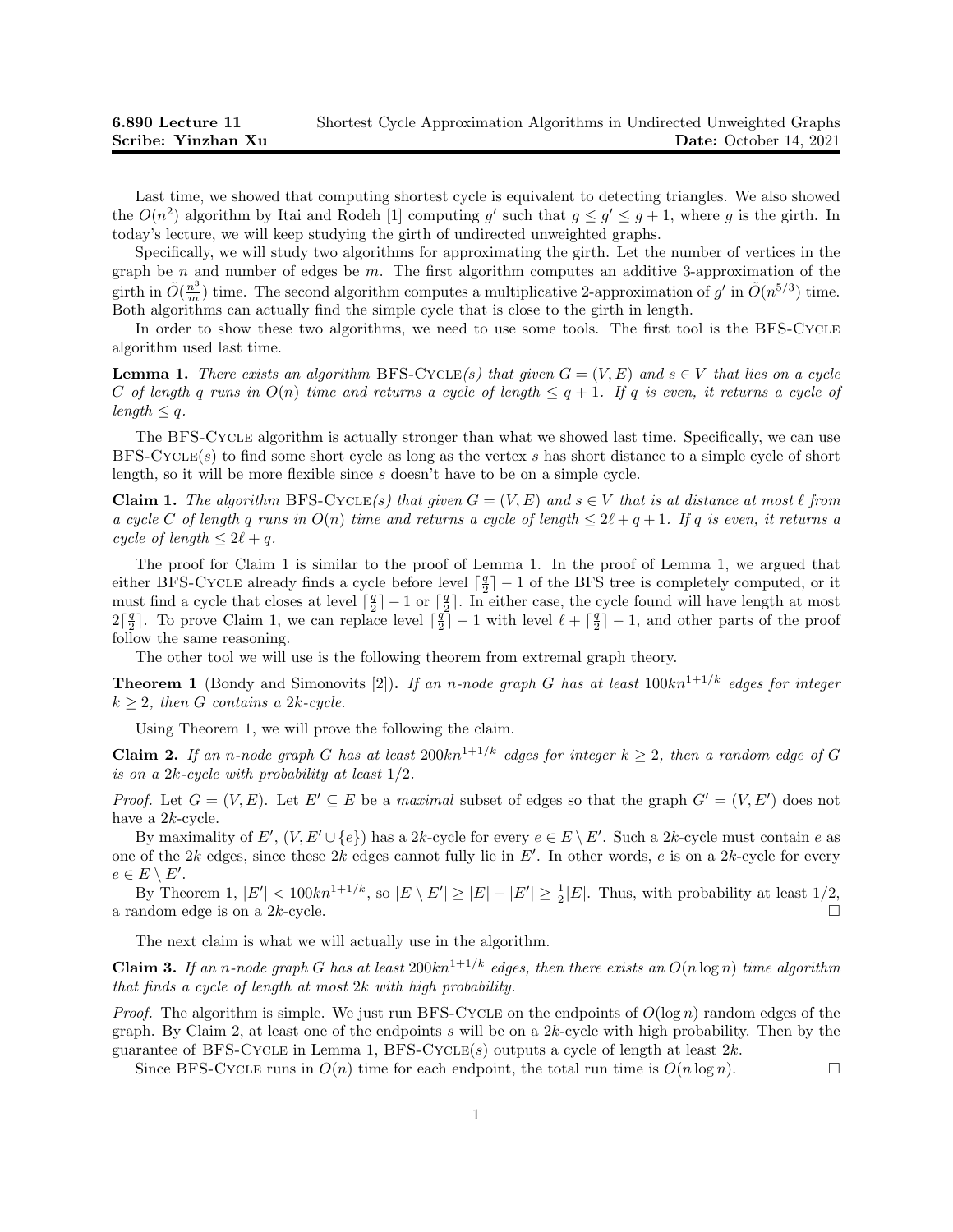**6.890 Lecture 11** Shortest Cycle Approximation Algorithms in Undirected Unweighted Graphs
**Scribe: Yinzhan Xu** **Date:** October 14, 2021

Last time, we showed that computing shortest cycle is equivalent to detecting triangles. We also showed the $O(n^2)$ algorithm by Itai and Rodeh [1] computing $g'$ such that $g \le g' \le g+1$, where $g$ is the girth. In today's lecture, we will keep studying the girth of undirected unweighted graphs.

Specifically, we will study two algorithms for approximating the girth. Let the number of vertices in the graph be $n$ and number of edges be $m$. The first algorithm computes an additive 3-approximation of the girth in $\tilde{O}(\frac{n^3}{m})$ time. The second algorithm computes a multiplicative 2-approximation of $g'$ in $\tilde{O}(n^{5/3})$ time. Both algorithms can actually find the simple cycle that is close to the girth in length.

In order to show these two algorithms, we need to use some tools. The first tool is the BFS-Cycle algorithm used last time.

**Lemma 1.** *There exists an algorithm* BFS-Cycle*(s) that given $G = (V, E)$ and $s \in V$ that lies on a cycle $C$ of length $q$ runs in $O(n)$ time and returns a cycle of length $\le q+1$. If $q$ is even, it returns a cycle of length $\le q$.*

The BFS-Cycle algorithm is actually stronger than what we showed last time. Specifically, we can use BFS-Cycle$(s)$ to find some short cycle as long as the vertex $s$ has short distance to a simple cycle of short length, so it will be more flexible since $s$ doesn't have to be on a simple cycle.

**Claim 1.** *The algorithm* BFS-Cycle*(s) that given $G = (V, E)$ and $s \in V$ that is at distance at most $\ell$ from a cycle $C$ of length $q$ runs in $O(n)$ time and returns a cycle of length $\le 2\ell + q + 1$. If $q$ is even, it returns a cycle of length $\le 2\ell + q$.*

The proof for Claim 1 is similar to the proof of Lemma 1. In the proof of Lemma 1, we argued that either BFS-Cycle already finds a cycle before level $\lceil \frac{q}{2} \rceil - 1$ of the BFS tree is completely computed, or it must find a cycle that closes at level $\lceil \frac{q}{2} \rceil - 1$ or $\lceil \frac{q}{2} \rceil$. In either case, the cycle found will have length at most $2\lceil \frac{q}{2} \rceil$. To prove Claim 1, we can replace level $\lceil \frac{q}{2} \rceil - 1$ with level $\ell + \lceil \frac{q}{2} \rceil - 1$, and other parts of the proof follow the same reasoning.

The other tool we will use is the following theorem from extremal graph theory.

**Theorem 1** (Bondy and Simonovits [2])**.** *If an $n$-node graph $G$ has at least $100kn^{1+1/k}$ edges for integer $k \ge 2$, then $G$ contains a $2k$-cycle.*

Using Theorem 1, we will prove the following the claim.

**Claim 2.** *If an $n$-node graph $G$ has at least $200kn^{1+1/k}$ edges for integer $k \ge 2$, then a random edge of $G$ is on a $2k$-cycle with probability at least $1/2$.*

*Proof.* Let $G = (V, E)$. Let $E' \subseteq E$ be a *maximal* subset of edges so that the graph $G' = (V, E')$ does not have a $2k$-cycle.

By maximality of $E'$, $(V, E' \cup \{e\})$ has a $2k$-cycle for every $e \in E \setminus E'$. Such a $2k$-cycle must contain $e$ as one of the $2k$ edges, since these $2k$ edges cannot fully lie in $E'$. In other words, $e$ is on a $2k$-cycle for every $e \in E \setminus E'$.

By Theorem 1, $|E'| < 100kn^{1+1/k}$, so $|E \setminus E'| \ge |E| - |E'| \ge \frac{1}{2}|E|$. Thus, with probability at least $1/2$, a random edge is on a $2k$-cycle. $\square$

The next claim is what we will actually use in the algorithm.

**Claim 3.** *If an $n$-node graph $G$ has at least $200kn^{1+1/k}$ edges, then there exists an $O(n \log n)$ time algorithm that finds a cycle of length at most $2k$ with high probability.*

*Proof.* The algorithm is simple. We just run BFS-Cycle on the endpoints of $O(\log n)$ random edges of the graph. By Claim 2, at least one of the endpoints $s$ will be on a $2k$-cycle with high probability. Then by the guarantee of BFS-Cycle in Lemma 1, BFS-Cycle$(s)$ outputs a cycle of length at least $2k$.

Since BFS-Cycle runs in $O(n)$ time for each endpoint, the total run time is $O(n \log n)$. $\square$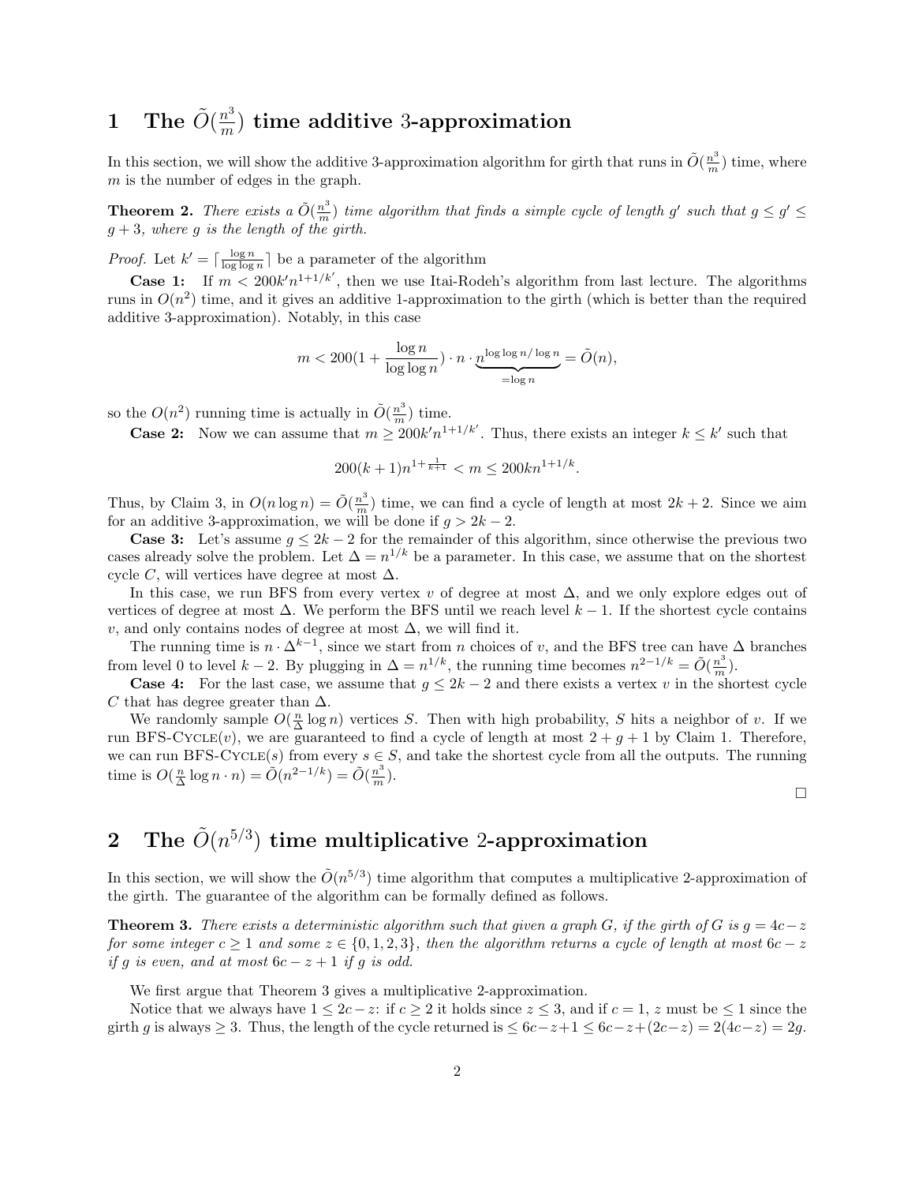# 1 The $\tilde{O}(\frac{n^3}{m})$ time additive 3-approximation

In this section, we will show the additive 3-approximation algorithm for girth that runs in $\tilde{O}(\frac{n^3}{m})$ time, where $m$ is the number of edges in the graph.

**Theorem 2.** *There exists a $\tilde{O}(\frac{n^3}{m})$ time algorithm that finds a simple cycle of length $g'$ such that $g \leq g' \leq g+3$, where $g$ is the length of the girth.*

*Proof.* Let $k' = \lceil \frac{\log n}{\log \log n} \rceil$ be a parameter of the algorithm

**Case 1:** If $m < 200k'n^{1+1/k'}$, then we use Itai-Rodeh's algorithm from last lecture. The algorithms runs in $O(n^2)$ time, and it gives an additive 1-approximation to the girth (which is better than the required additive 3-approximation). Notably, in this case

$$m < 200(1 + \frac{\log n}{\log \log n}) \cdot n \cdot \underbrace{n^{\log \log n / \log n}}_{= \log n} = \tilde{O}(n),$$

so the $O(n^2)$ running time is actually in $\tilde{O}(\frac{n^3}{m})$ time.

**Case 2:** Now we can assume that $m \geq 200k'n^{1+1/k'}$. Thus, there exists an integer $k \leq k'$ such that

$$200(k+1)n^{1+\frac{1}{k+1}} < m \leq 200kn^{1+1/k}.$$

Thus, by Claim 3, in $O(n \log n) = \tilde{O}(\frac{n^3}{m})$ time, we can find a cycle of length at most $2k+2$. Since we aim for an additive 3-approximation, we will be done if $g > 2k-2$.

**Case 3:** Let's assume $g \leq 2k-2$ for the remainder of this algorithm, since otherwise the previous two cases already solve the problem. Let $\Delta = n^{1/k}$ be a parameter. In this case, we assume that on the shortest cycle $C$, will vertices have degree at most $\Delta$.

In this case, we run BFS from every vertex $v$ of degree at most $\Delta$, and we only explore edges out of vertices of degree at most $\Delta$. We perform the BFS until we reach level $k-1$. If the shortest cycle contains $v$, and only contains nodes of degree at most $\Delta$, we will find it.

The running time is $n \cdot \Delta^{k-1}$, since we start from $n$ choices of $v$, and the BFS tree can have $\Delta$ branches from level 0 to level $k-2$. By plugging in $\Delta = n^{1/k}$, the running time becomes $n^{2-1/k} = \tilde{O}(\frac{n^3}{m})$.

**Case 4:** For the last case, we assume that $g \leq 2k-2$ and there exists a vertex $v$ in the shortest cycle $C$ that has degree greater than $\Delta$.

We randomly sample $O(\frac{n}{\Delta} \log n)$ vertices $S$. Then with high probability, $S$ hits a neighbor of $v$. If we run BFS-CYCLE($v$), we are guaranteed to find a cycle of length at most $2+g+1$ by Claim 1. Therefore, we can run BFS-CYCLE($s$) from every $s \in S$, and take the shortest cycle from all the outputs. The running time is $O(\frac{n}{\Delta} \log n \cdot n) = \tilde{O}(n^{2-1/k}) = \tilde{O}(\frac{n^3}{m})$.

□

# 2 The $\tilde{O}(n^{5/3})$ time multiplicative 2-approximation

In this section, we will show the $\tilde{O}(n^{5/3})$ time algorithm that computes a multiplicative 2-approximation of the girth. The guarantee of the algorithm can be formally defined as follows.

**Theorem 3.** *There exists a deterministic algorithm such that given a graph $G$, if the girth of $G$ is $g = 4c-z$ for some integer $c \geq 1$ and some $z \in \{0,1,2,3\}$, then the algorithm returns a cycle of length at most $6c-z$ if $g$ is even, and at most $6c-z+1$ if $g$ is odd.*

We first argue that Theorem 3 gives a multiplicative 2-approximation.

Notice that we always have $1 \leq 2c-z$: if $c \geq 2$ it holds since $z \leq 3$, and if $c = 1$, $z$ must be $\leq 1$ since the girth $g$ is always $\geq 3$. Thus, the length of the cycle returned is $\leq 6c-z+1 \leq 6c-z+(2c-z) = 2(4c-z) = 2g$.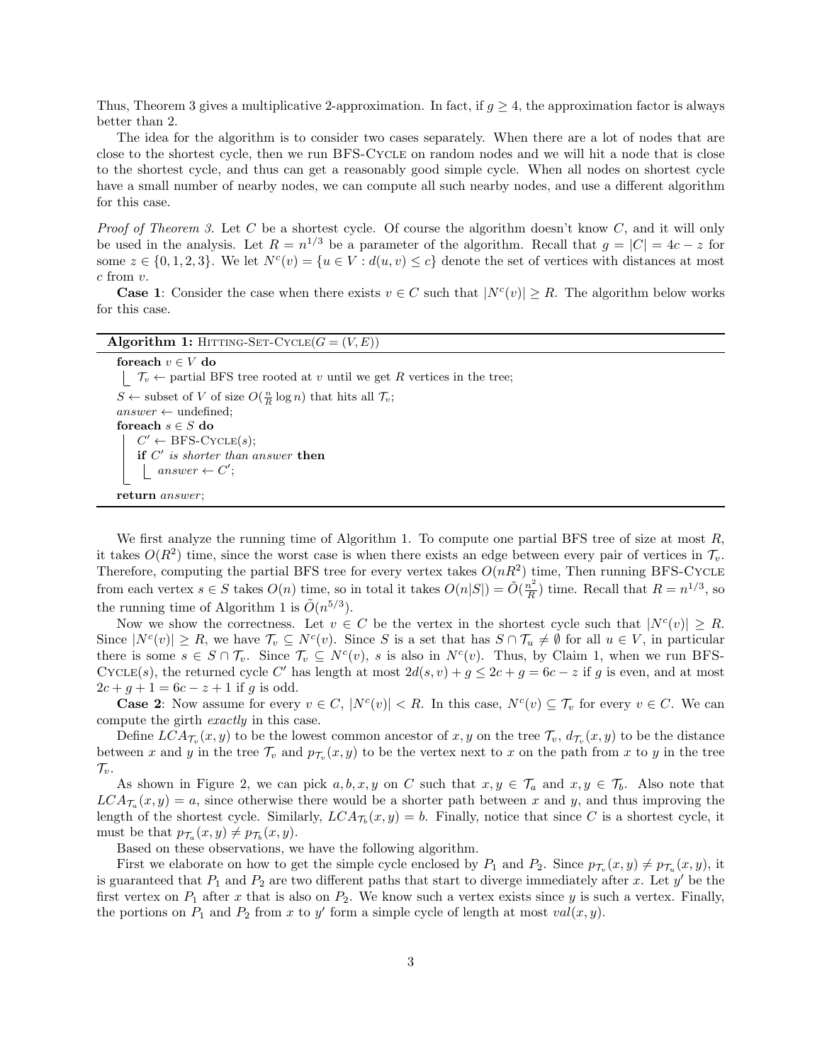Thus, Theorem 3 gives a multiplicative 2-approximation. In fact, if $g \geq 4$, the approximation factor is always better than 2.

The idea for the algorithm is to consider two cases separately. When there are a lot of nodes that are close to the shortest cycle, then we run BFS-Cycle on random nodes and we will hit a node that is close to the shortest cycle, and thus can get a reasonably good simple cycle. When all nodes on shortest cycle have a small number of nearby nodes, we can compute all such nearby nodes, and use a different algorithm for this case.

*Proof of Theorem 3.* Let $C$ be a shortest cycle. Of course the algorithm doesn't know $C$, and it will only be used in the analysis. Let $R = n^{1/3}$ be a parameter of the algorithm. Recall that $g = |C| = 4c - z$ for some $z \in \{0, 1, 2, 3\}$. We let $N^c(v) = \{u \in V : d(u, v) \leq c\}$ denote the set of vertices with distances at most $c$ from $v$.

**Case 1**: Consider the case when there exists $v \in C$ such that $|N^c(v)| \geq R$. The algorithm below works for this case.

**Algorithm 1:** Hitting-Set-Cycle($G = (V, E)$)

```
foreach v ∈ V do
    T_v ← partial BFS tree rooted at v until we get R vertices in the tree;
S ← subset of V of size O((n/R) log n) that hits all T_v;
answer ← undefined;
foreach s ∈ S do
    C' ← BFS-Cycle(s);
    if C' is shorter than answer then
        answer ← C';
return answer;
```

We first analyze the running time of Algorithm 1. To compute one partial BFS tree of size at most $R$, it takes $O(R^2)$ time, since the worst case is when there exists an edge between every pair of vertices in $\mathcal{T}_v$. Therefore, computing the partial BFS tree for every vertex takes $O(nR^2)$ time, Then running BFS-Cycle from each vertex $s \in S$ takes $O(n)$ time, so in total it takes $O(n|S|) = \tilde{O}(\frac{n^2}{R})$ time. Recall that $R = n^{1/3}$, so the running time of Algorithm 1 is $\tilde{O}(n^{5/3})$.

Now we show the correctness. Let $v \in C$ be the vertex in the shortest cycle such that $|N^c(v)| \geq R$. Since $|N^c(v)| \geq R$, we have $\mathcal{T}_v \subseteq N^c(v)$. Since $S$ is a set that has $S \cap \mathcal{T}_u \neq \emptyset$ for all $u \in V$, in particular there is some $s \in S \cap \mathcal{T}_v$. Since $\mathcal{T}_v \subseteq N^c(v)$, $s$ is also in $N^c(v)$. Thus, by Claim 1, when we run BFS-Cycle($s$), the returned cycle $C'$ has length at most $2d(s, v) + g \leq 2c + g = 6c - z$ if $g$ is even, and at most $2c + g + 1 = 6c - z + 1$ if $g$ is odd.

**Case 2**: Now assume for every $v \in C$, $|N^c(v)| < R$. In this case, $N^c(v) \subseteq \mathcal{T}_v$ for every $v \in C$. We can compute the girth *exactly* in this case.

Define $LCA_{\mathcal{T}_v}(x, y)$ to be the lowest common ancestor of $x, y$ on the tree $\mathcal{T}_v$, $d_{\mathcal{T}_v}(x, y)$ to be the distance between $x$ and $y$ in the tree $\mathcal{T}_v$ and $p_{\mathcal{T}_v}(x, y)$ to be the vertex next to $x$ on the path from $x$ to $y$ in the tree $\mathcal{T}_v$.

As shown in Figure 2, we can pick $a, b, x, y$ on $C$ such that $x, y \in \mathcal{T}_a$ and $x, y \in \mathcal{T}_b$. Also note that $LCA_{\mathcal{T}_a}(x, y) = a$, since otherwise there would be a shorter path between $x$ and $y$, and thus improving the length of the shortest cycle. Similarly, $LCA_{\mathcal{T}_b}(x, y) = b$. Finally, notice that since $C$ is a shortest cycle, it must be that $p_{\mathcal{T}_a}(x, y) \neq p_{\mathcal{T}_b}(x, y)$.

Based on these observations, we have the following algorithm.

First we elaborate on how to get the simple cycle enclosed by $P_1$ and $P_2$. Since $p_{\mathcal{T}_v}(x, y) \neq p_{\mathcal{T}_u}(x, y)$, it is guaranteed that $P_1$ and $P_2$ are two different paths that start to diverge immediately after $x$. Let $y'$ be the first vertex on $P_1$ after $x$ that is also on $P_2$. We know such a vertex exists since $y$ is such a vertex. Finally, the portions on $P_1$ and $P_2$ from $x$ to $y'$ form a simple cycle of length at most $val(x, y)$.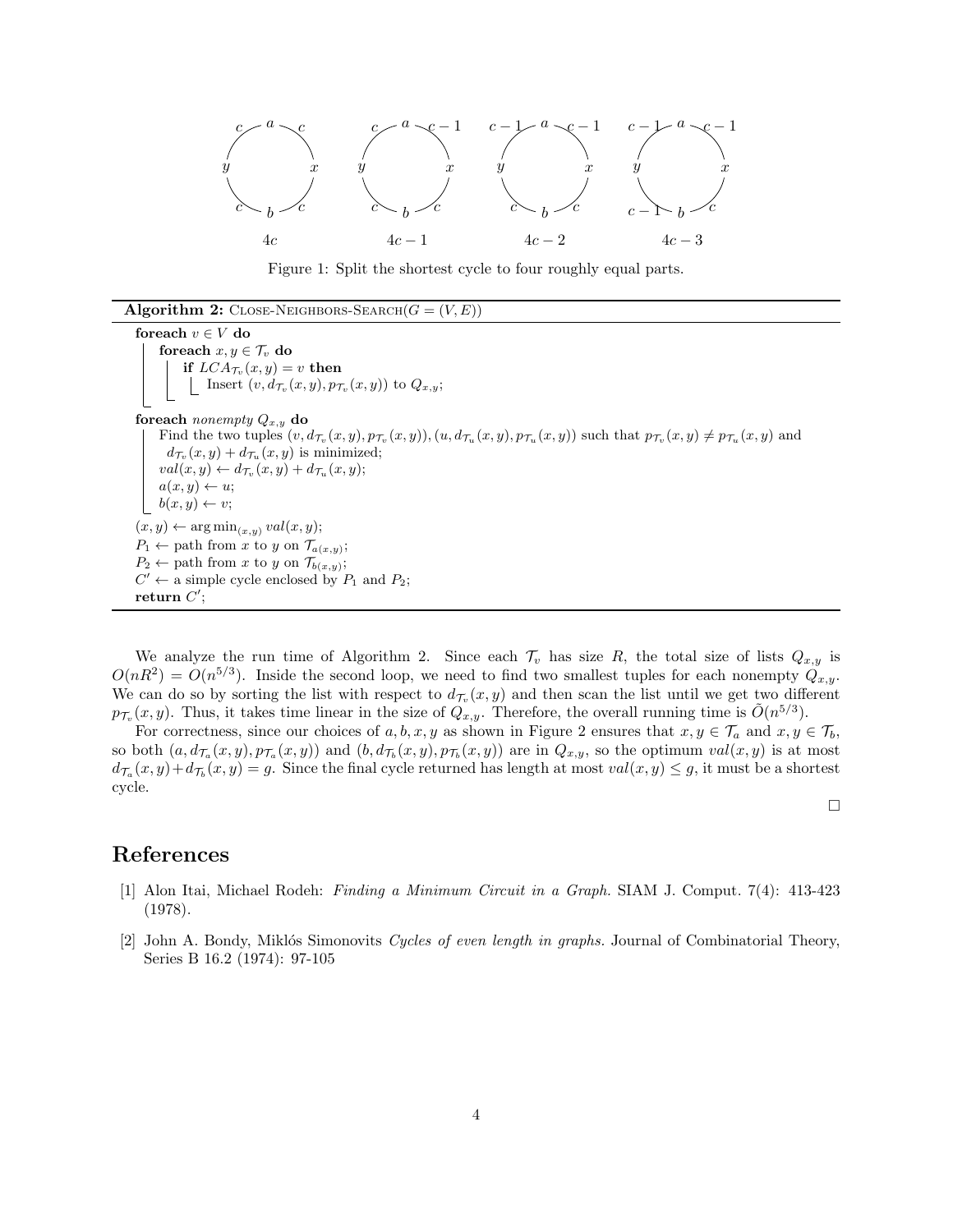4c

4c − 1

4c − 2

4c − 3

Figure 1: Split the shortest cycle to four roughly equal parts.

---

**Algorithm 2:** Close-Neighbors-Search($G = (V, E)$)

```
foreach v ∈ V do
    foreach x, y ∈ T_v do
        if LCA_{T_v}(x, y) = v then
            Insert (v, d_{T_v}(x, y), p_{T_v}(x, y)) to Q_{x,y};

foreach nonempty Q_{x,y} do
    Find the two tuples (v, d_{T_v}(x, y), p_{T_v}(x, y)), (u, d_{T_u}(x, y), p_{T_u}(x, y)) such that p_{T_v}(x, y) ≠ p_{T_u}(x, y) and
      d_{T_v}(x, y) + d_{T_u}(x, y) is minimized;
    val(x, y) ← d_{T_v}(x, y) + d_{T_u}(x, y);
    a(x, y) ← u;
    b(x, y) ← v;

(x, y) ← arg min_{(x,y)} val(x, y);
P_1 ← path from x to y on T_{a(x,y)};
P_2 ← path from x to y on T_{b(x,y)};
C' ← a simple cycle enclosed by P_1 and P_2;
return C';
```

---

We analyze the run time of Algorithm 2. Since each $\mathcal{T}_v$ has size $R$, the total size of lists $Q_{x,y}$ is $O(nR^2) = O(n^{5/3})$. Inside the second loop, we need to find two smallest tuples for each nonempty $Q_{x,y}$. We can do so by sorting the list with respect to $d_{\mathcal{T}_v}(x, y)$ and then scan the list until we get two different $p_{\mathcal{T}_v}(x, y)$. Thus, it takes time linear in the size of $Q_{x,y}$. Therefore, the overall running time is $\tilde{O}(n^{5/3})$.

For correctness, since our choices of $a, b, x, y$ as shown in Figure 2 ensures that $x, y \in \mathcal{T}_a$ and $x, y \in \mathcal{T}_b$, so both $(a, d_{\mathcal{T}_a}(x, y), p_{\mathcal{T}_a}(x, y))$ and $(b, d_{\mathcal{T}_b}(x, y), p_{\mathcal{T}_b}(x, y))$ are in $Q_{x,y}$, so the optimum $val(x, y)$ is at most $d_{\mathcal{T}_a}(x, y) + d_{\mathcal{T}_b}(x, y) = g$. Since the final cycle returned has length at most $val(x, y) \leq g$, it must be a shortest cycle.

□

# References

[1] Alon Itai, Michael Rodeh: *Finding a Minimum Circuit in a Graph.* SIAM J. Comput. 7(4): 413-423 (1978).

[2] John A. Bondy, Miklós Simonovits *Cycles of even length in graphs.* Journal of Combinatorial Theory, Series B 16.2 (1974): 97-105